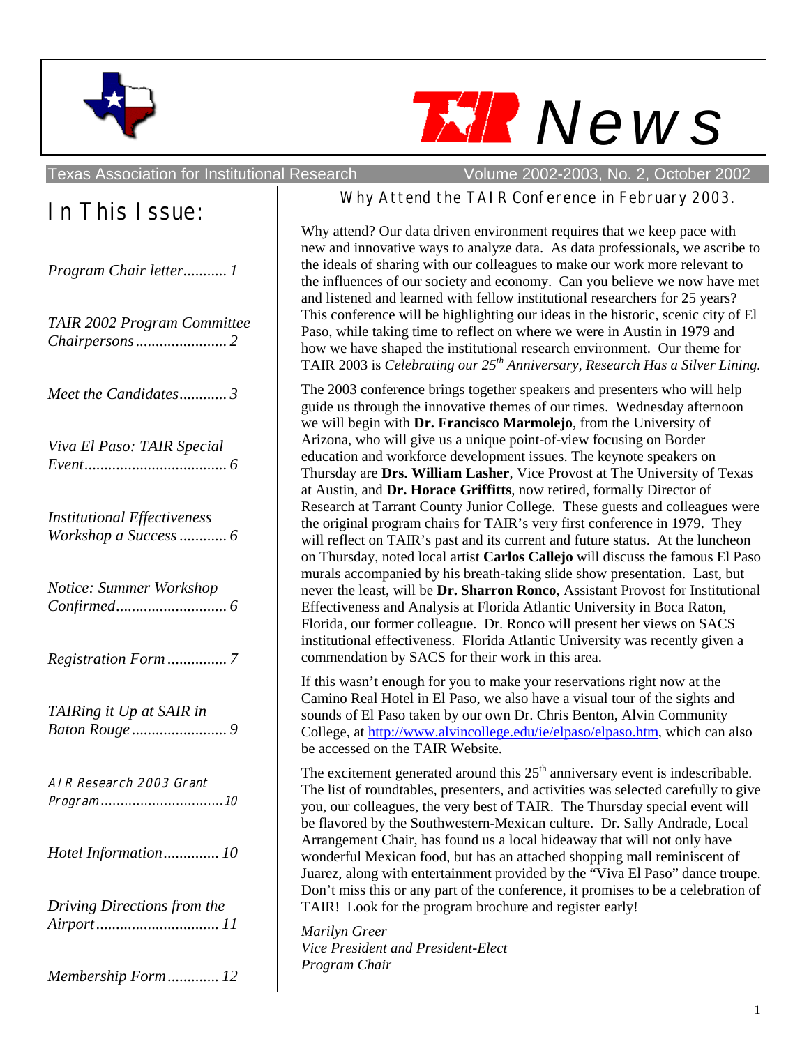# TAIR News

Texas Association for Institutional Research — Volume 2002-2003, No. 2, October 2002

## In This Issue:

*Program Chair letter........... 1*

*TAIR 2002 Program Committee Chairpersons....................... 2*

*Meet the Candidates............ 3*

*Viva El Paso: TAIR Special Event.................................... 6*

*Institutional Effectiveness Workshop a Success............ 6*

*Notice: Summer Workshop Confirmed............................ 6*

*Registration Form............... 7*

*TAIRing it Up at SAIR in Baton Rouge........................ 9*

*AIR Research 2003 Grant Program............................... 10*

*Hotel Information.............. 10*

*Driving Directions from the Airport............................... 11*

*Membership Form............. 12*

## Why Attend the TAIR Conference in February 2003.

Why attend? Our data driven environment requires that we keep pace with new and innovative ways to analyze data. As data professionals, we ascribe to the ideals of sharing with our colleagues to make our work more relevant to the influences of our society and economy. Can you believe we now have met and listened and learned with fellow institutional researchers for 25 years? This conference will be highlighting our ideas in the historic, scenic city of El Paso, while taking time to reflect on where we were in Austin in 1979 and how we have shaped the institutional research environment. Our theme for TAIR 2003 is *Celebrating our 25th Anniversary, Research Has a Silver Lining.*

The 2003 conference brings together speakers and presenters who will help guide us through the innovative themes of our times. Wednesday afternoon we will begin with **Dr. Francisco Marmolejo**, from the University of Arizona, who will give us a unique point-of-view focusing on Border education and workforce development issues. The keynote speakers on Thursday are **Drs. William Lasher**, Vice Provost at The University of Texas at Austin, and **Dr. Horace Griffitts**, now retired, formally Director of Research at Tarrant County Junior College. These guests and colleagues were the original program chairs for TAIR's very first conference in 1979. They will reflect on TAIR's past and its current and future status. At the luncheon on Thursday, noted local artist **Carlos Callejo** will discuss the famous El Paso murals accompanied by his breath-taking slide show presentation. Last, but never the least, will be **Dr. Sharron Ronco**, Assistant Provost for Institutional Effectiveness and Analysis at Florida Atlantic University in Boca Raton, Florida, our former colleague. Dr. Ronco will present her views on SACS institutional effectiveness. Florida Atlantic University was recently given a commendation by SACS for their work in this area.

If this wasn't enough for you to make your reservations right now at the Camino Real Hotel in El Paso, we also have a visual tour of the sights and sounds of El Paso taken by our own Dr. Chris Benton, Alvin Community College, at http://www.alvincollege.edu/ie/elpaso/elpaso.htm, which can also be accessed on the TAIR Website.

The excitement generated around this 25th anniversary event is indescribable. The list of roundtables, presenters, and activities was selected carefully to give you, our colleagues, the very best of TAIR. The Thursday special event will be flavored by the Southwestern-Mexican culture. Dr. Sally Andrade, Local Arrangement Chair, has found us a local hideaway that will not only have wonderful Mexican food, but has an attached shopping mall reminiscent of Juarez, along with entertainment provided by the "Viva El Paso" dance troupe. Don't miss this or any part of the conference, it promises to be a celebration of TAIR! Look for the program brochure and register early!

*Marilyn Greer*
*Vice President and President-Elect*
*Program Chair*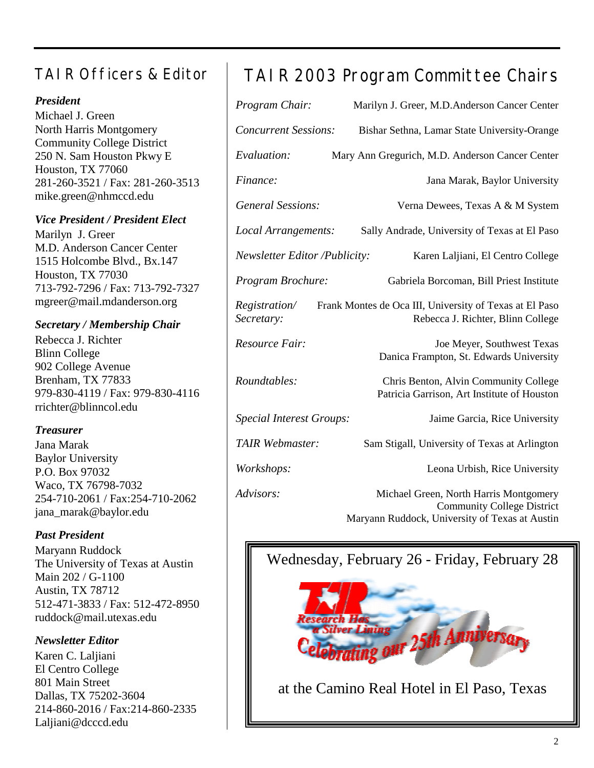## TAIR Officers & Editor

***President***
Michael J. Green
North Harris Montgomery Community College District
250 N. Sam Houston Pkwy E
Houston, TX 77060
281-260-3521 / Fax: 281-260-3513
mike.green@nhmccd.edu

***Vice President / President Elect***
Marilyn J. Greer
M.D. Anderson Cancer Center
1515 Holcombe Blvd., Bx.147
Houston, TX 77030
713-792-7296 / Fax: 713-792-7327
mgreer@mail.mdanderson.org

***Secretary / Membership Chair***
Rebecca J. Richter
Blinn College
902 College Avenue
Brenham, TX 77833
979-830-4119 / Fax: 979-830-4116
rrichter@blinncol.edu

***Treasurer***
Jana Marak
Baylor University
P.O. Box 97032
Waco, TX 76798-7032
254-710-2061 / Fax:254-710-2062
jana_marak@baylor.edu

***Past President***
Maryann Ruddock
The University of Texas at Austin
Main 202 / G-1100
Austin, TX 78712
512-471-3833 / Fax: 512-472-8950
ruddock@mail.utexas.edu

***Newsletter Editor***
Karen C. Laljiani
El Centro College
801 Main Street
Dallas, TX 75202-3604
214-860-2016 / Fax:214-860-2335
Laljiani@dcccd.edu

## TAIR 2003 Program Committee Chairs

*Program Chair:* Marilyn J. Greer, M.D.Anderson Cancer Center

*Concurrent Sessions:* Bishar Sethna, Lamar State University-Orange

*Evaluation:* Mary Ann Gregurich, M.D. Anderson Cancer Center

*Finance:* Jana Marak, Baylor University

*General Sessions:* Verna Dewees, Texas A & M System

*Local Arrangements:* Sally Andrade, University of Texas at El Paso

*Newsletter Editor /Publicity:* Karen Laljiani, El Centro College

*Program Brochure:* Gabriela Borcoman, Bill Priest Institute

*Registration/ Secretary:* Frank Montes de Oca III, University of Texas at El Paso; Rebecca J. Richter, Blinn College

*Resource Fair:* Joe Meyer, Southwest Texas; Danica Frampton, St. Edwards University

*Roundtables:* Chris Benton, Alvin Community College; Patricia Garrison, Art Institute of Houston

*Special Interest Groups:* Jaime Garcia, Rice University

*TAIR Webmaster:* Sam Stigall, University of Texas at Arlington

*Workshops:* Leona Urbish, Rice University

*Advisors:* Michael Green, North Harris Montgomery Community College District; Maryann Ruddock, University of Texas at Austin

Wednesday, February 26 - Friday, February 28

TAIR — Research Has a Silver Lining — Celebrating our 25th Anniversary

at the Camino Real Hotel in El Paso, Texas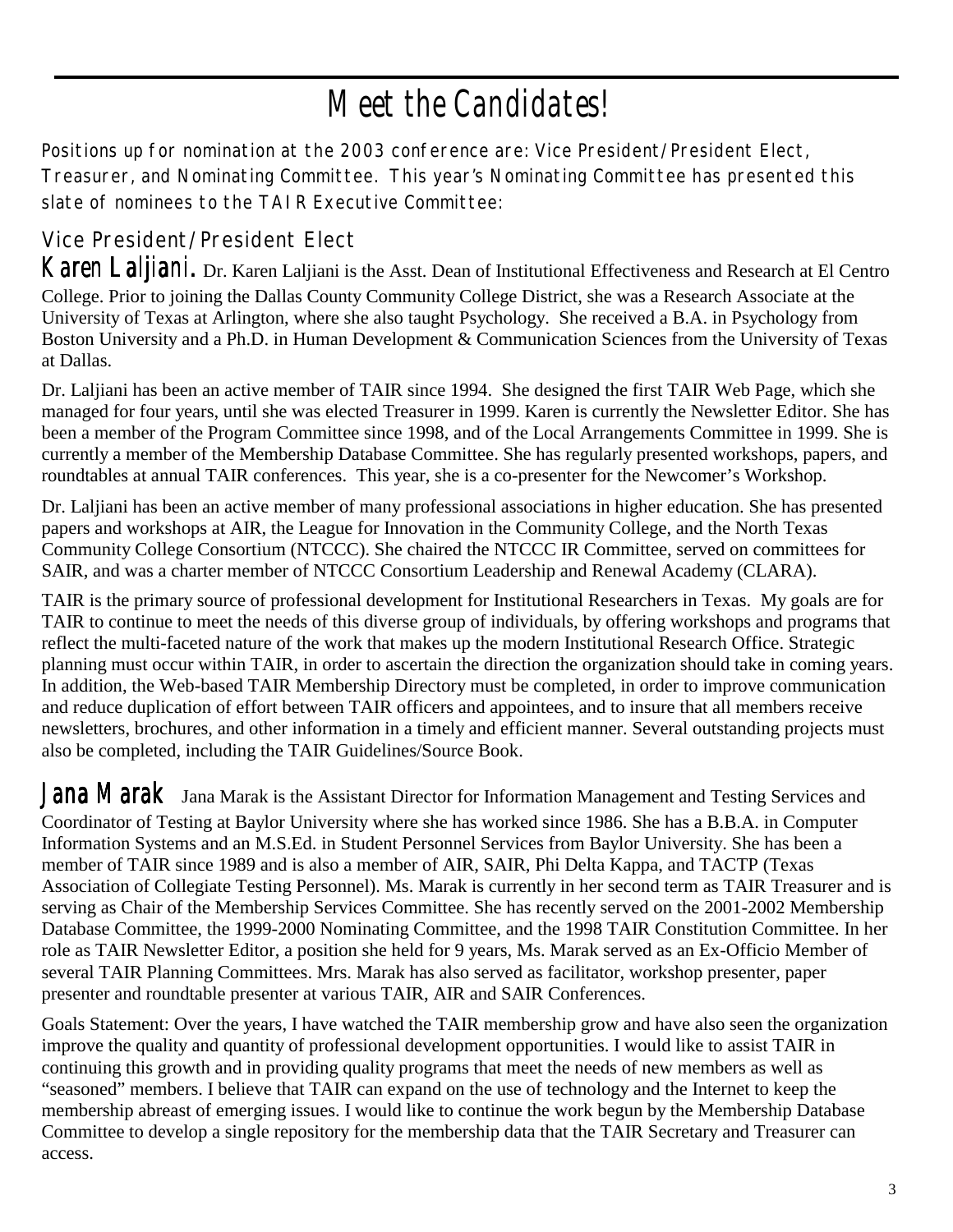# Meet the Candidates!

Positions up for nomination at the 2003 conference are: Vice President/President Elect, Treasurer, and Nominating Committee. This year's Nominating Committee has presented this slate of nominees to the TAIR Executive Committee:

## Vice President/President Elect

**Karen Laljiani.** Dr. Karen Laljiani is the Asst. Dean of Institutional Effectiveness and Research at El Centro College. Prior to joining the Dallas County Community College District, she was a Research Associate at the University of Texas at Arlington, where she also taught Psychology. She received a B.A. in Psychology from Boston University and a Ph.D. in Human Development & Communication Sciences from the University of Texas at Dallas.

Dr. Laljiani has been an active member of TAIR since 1994. She designed the first TAIR Web Page, which she managed for four years, until she was elected Treasurer in 1999. Karen is currently the Newsletter Editor. She has been a member of the Program Committee since 1998, and of the Local Arrangements Committee in 1999. She is currently a member of the Membership Database Committee. She has regularly presented workshops, papers, and roundtables at annual TAIR conferences. This year, she is a co-presenter for the Newcomer's Workshop.

Dr. Laljiani has been an active member of many professional associations in higher education. She has presented papers and workshops at AIR, the League for Innovation in the Community College, and the North Texas Community College Consortium (NTCCC). She chaired the NTCCC IR Committee, served on committees for SAIR, and was a charter member of NTCCC Consortium Leadership and Renewal Academy (CLARA).

TAIR is the primary source of professional development for Institutional Researchers in Texas. My goals are for TAIR to continue to meet the needs of this diverse group of individuals, by offering workshops and programs that reflect the multi-faceted nature of the work that makes up the modern Institutional Research Office. Strategic planning must occur within TAIR, in order to ascertain the direction the organization should take in coming years. In addition, the Web-based TAIR Membership Directory must be completed, in order to improve communication and reduce duplication of effort between TAIR officers and appointees, and to insure that all members receive newsletters, brochures, and other information in a timely and efficient manner. Several outstanding projects must also be completed, including the TAIR Guidelines/Source Book.

**Jana Marak** Jana Marak is the Assistant Director for Information Management and Testing Services and Coordinator of Testing at Baylor University where she has worked since 1986. She has a B.B.A. in Computer Information Systems and an M.S.Ed. in Student Personnel Services from Baylor University. She has been a member of TAIR since 1989 and is also a member of AIR, SAIR, Phi Delta Kappa, and TACTP (Texas Association of Collegiate Testing Personnel). Ms. Marak is currently in her second term as TAIR Treasurer and is serving as Chair of the Membership Services Committee. She has recently served on the 2001-2002 Membership Database Committee, the 1999-2000 Nominating Committee, and the 1998 TAIR Constitution Committee. In her role as TAIR Newsletter Editor, a position she held for 9 years, Ms. Marak served as an Ex-Officio Member of several TAIR Planning Committees. Mrs. Marak has also served as facilitator, workshop presenter, paper presenter and roundtable presenter at various TAIR, AIR and SAIR Conferences.

Goals Statement: Over the years, I have watched the TAIR membership grow and have also seen the organization improve the quality and quantity of professional development opportunities. I would like to assist TAIR in continuing this growth and in providing quality programs that meet the needs of new members as well as "seasoned" members. I believe that TAIR can expand on the use of technology and the Internet to keep the membership abreast of emerging issues. I would like to continue the work begun by the Membership Database Committee to develop a single repository for the membership data that the TAIR Secretary and Treasurer can access.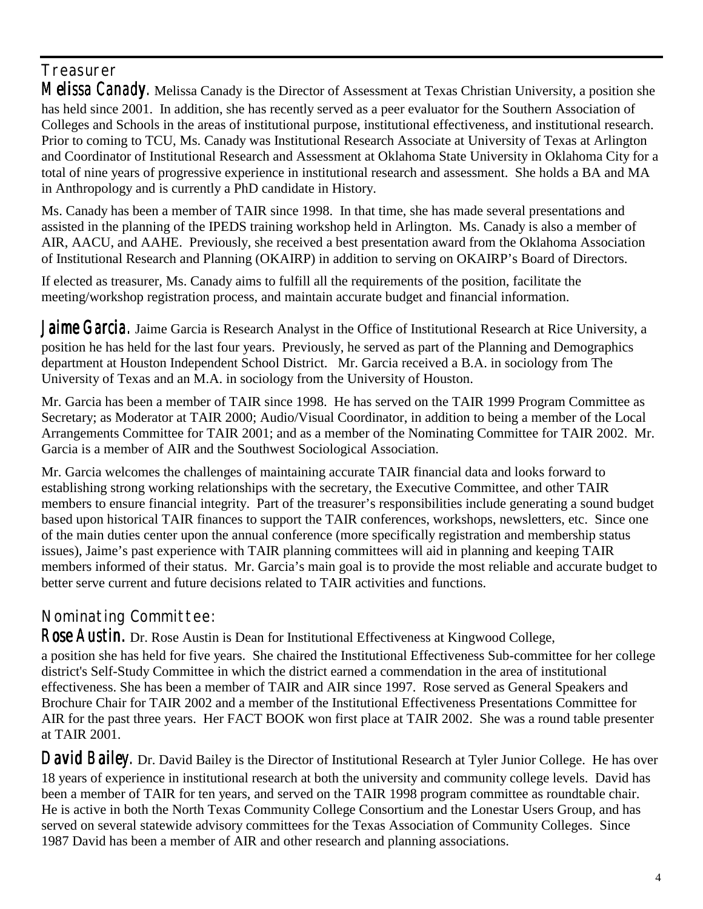## Treasurer

**Melissa Canady.** Melissa Canady is the Director of Assessment at Texas Christian University, a position she has held since 2001. In addition, she has recently served as a peer evaluator for the Southern Association of Colleges and Schools in the areas of institutional purpose, institutional effectiveness, and institutional research. Prior to coming to TCU, Ms. Canady was Institutional Research Associate at University of Texas at Arlington and Coordinator of Institutional Research and Assessment at Oklahoma State University in Oklahoma City for a total of nine years of progressive experience in institutional research and assessment. She holds a BA and MA in Anthropology and is currently a PhD candidate in History.

Ms. Canady has been a member of TAIR since 1998. In that time, she has made several presentations and assisted in the planning of the IPEDS training workshop held in Arlington. Ms. Canady is also a member of AIR, AACU, and AAHE. Previously, she received a best presentation award from the Oklahoma Association of Institutional Research and Planning (OKAIRP) in addition to serving on OKAIRP's Board of Directors.

If elected as treasurer, Ms. Canady aims to fulfill all the requirements of the position, facilitate the meeting/workshop registration process, and maintain accurate budget and financial information.

**Jaime Garcia.** Jaime Garcia is Research Analyst in the Office of Institutional Research at Rice University, a position he has held for the last four years. Previously, he served as part of the Planning and Demographics department at Houston Independent School District. Mr. Garcia received a B.A. in sociology from The University of Texas and an M.A. in sociology from the University of Houston.

Mr. Garcia has been a member of TAIR since 1998. He has served on the TAIR 1999 Program Committee as Secretary; as Moderator at TAIR 2000; Audio/Visual Coordinator, in addition to being a member of the Local Arrangements Committee for TAIR 2001; and as a member of the Nominating Committee for TAIR 2002. Mr. Garcia is a member of AIR and the Southwest Sociological Association.

Mr. Garcia welcomes the challenges of maintaining accurate TAIR financial data and looks forward to establishing strong working relationships with the secretary, the Executive Committee, and other TAIR members to ensure financial integrity. Part of the treasurer's responsibilities include generating a sound budget based upon historical TAIR finances to support the TAIR conferences, workshops, newsletters, etc. Since one of the main duties center upon the annual conference (more specifically registration and membership status issues), Jaime's past experience with TAIR planning committees will aid in planning and keeping TAIR members informed of their status. Mr. Garcia's main goal is to provide the most reliable and accurate budget to better serve current and future decisions related to TAIR activities and functions.

## Nominating Committee:

**Rose Austin.** Dr. Rose Austin is Dean for Institutional Effectiveness at Kingwood College, a position she has held for five years. She chaired the Institutional Effectiveness Sub-committee for her college district's Self-Study Committee in which the district earned a commendation in the area of institutional effectiveness. She has been a member of TAIR and AIR since 1997. Rose served as General Speakers and Brochure Chair for TAIR 2002 and a member of the Institutional Effectiveness Presentations Committee for AIR for the past three years. Her FACT BOOK won first place at TAIR 2002. She was a round table presenter at TAIR 2001.

**David Bailey.** Dr. David Bailey is the Director of Institutional Research at Tyler Junior College. He has over 18 years of experience in institutional research at both the university and community college levels. David has been a member of TAIR for ten years, and served on the TAIR 1998 program committee as roundtable chair. He is active in both the North Texas Community College Consortium and the Lonestar Users Group, and has served on several statewide advisory committees for the Texas Association of Community Colleges. Since 1987 David has been a member of AIR and other research and planning associations.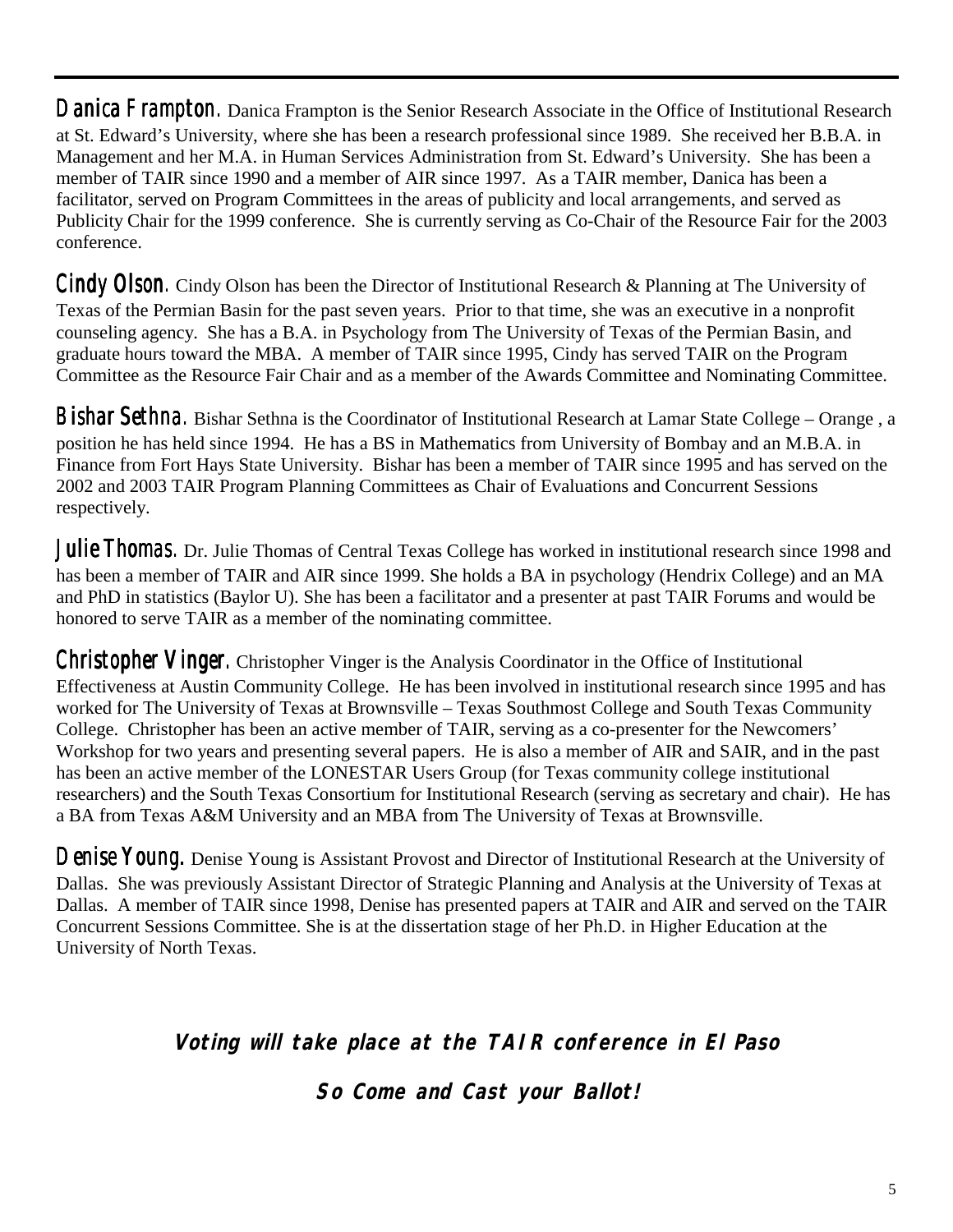**Danica Frampton.** Danica Frampton is the Senior Research Associate in the Office of Institutional Research at St. Edward's University, where she has been a research professional since 1989. She received her B.B.A. in Management and her M.A. in Human Services Administration from St. Edward's University. She has been a member of TAIR since 1990 and a member of AIR since 1997. As a TAIR member, Danica has been a facilitator, served on Program Committees in the areas of publicity and local arrangements, and served as Publicity Chair for the 1999 conference. She is currently serving as Co-Chair of the Resource Fair for the 2003 conference.

**Cindy Olson.** Cindy Olson has been the Director of Institutional Research & Planning at The University of Texas of the Permian Basin for the past seven years. Prior to that time, she was an executive in a nonprofit counseling agency. She has a B.A. in Psychology from The University of Texas of the Permian Basin, and graduate hours toward the MBA. A member of TAIR since 1995, Cindy has served TAIR on the Program Committee as the Resource Fair Chair and as a member of the Awards Committee and Nominating Committee.

**Bishar Sethna.** Bishar Sethna is the Coordinator of Institutional Research at Lamar State College – Orange , a position he has held since 1994. He has a BS in Mathematics from University of Bombay and an M.B.A. in Finance from Fort Hays State University. Bishar has been a member of TAIR since 1995 and has served on the 2002 and 2003 TAIR Program Planning Committees as Chair of Evaluations and Concurrent Sessions respectively.

**Julie Thomas.** Dr. Julie Thomas of Central Texas College has worked in institutional research since 1998 and has been a member of TAIR and AIR since 1999. She holds a BA in psychology (Hendrix College) and an MA and PhD in statistics (Baylor U). She has been a facilitator and a presenter at past TAIR Forums and would be honored to serve TAIR as a member of the nominating committee.

**Christopher Vinger.** Christopher Vinger is the Analysis Coordinator in the Office of Institutional Effectiveness at Austin Community College. He has been involved in institutional research since 1995 and has worked for The University of Texas at Brownsville – Texas Southmost College and South Texas Community College. Christopher has been an active member of TAIR, serving as a co-presenter for the Newcomers' Workshop for two years and presenting several papers. He is also a member of AIR and SAIR, and in the past has been an active member of the LONESTAR Users Group (for Texas community college institutional researchers) and the South Texas Consortium for Institutional Research (serving as secretary and chair). He has a BA from Texas A&M University and an MBA from The University of Texas at Brownsville.

**Denise Young.** Denise Young is Assistant Provost and Director of Institutional Research at the University of Dallas. She was previously Assistant Director of Strategic Planning and Analysis at the University of Texas at Dallas. A member of TAIR since 1998, Denise has presented papers at TAIR and AIR and served on the TAIR Concurrent Sessions Committee. She is at the dissertation stage of her Ph.D. in Higher Education at the University of North Texas.

***Voting will take place at the TAIR conference in El Paso***

***So Come and Cast your Ballot!***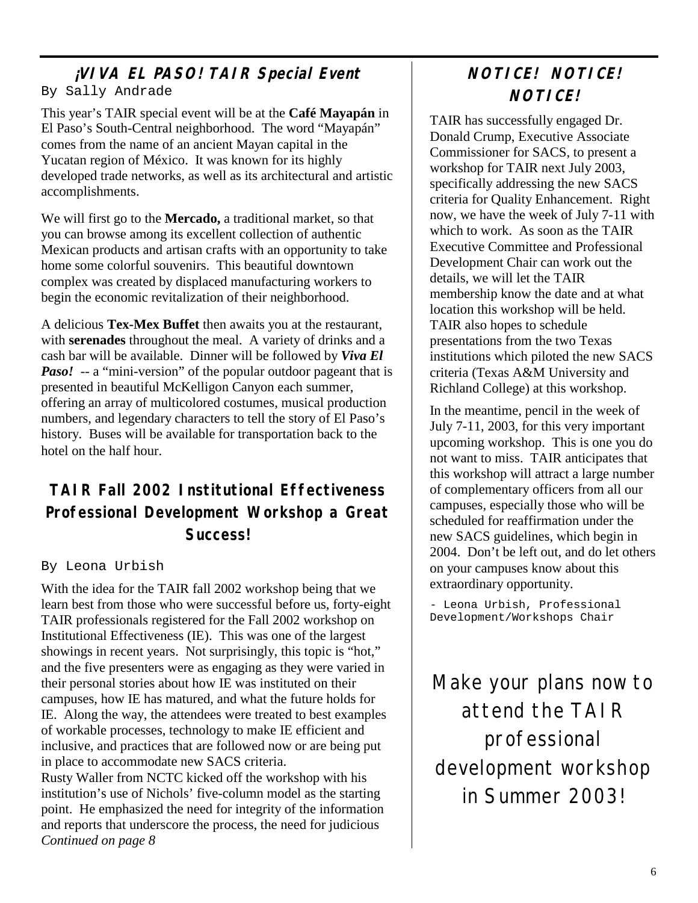## ¡VIVA EL PASO! TAIR Special Event

By Sally Andrade

This year's TAIR special event will be at the **Café Mayapán** in El Paso's South-Central neighborhood. The word "Mayapán" comes from the name of an ancient Mayan capital in the Yucatan region of México. It was known for its highly developed trade networks, as well as its architectural and artistic accomplishments.

We will first go to the **Mercado,** a traditional market, so that you can browse among its excellent collection of authentic Mexican products and artisan crafts with an opportunity to take home some colorful souvenirs. This beautiful downtown complex was created by displaced manufacturing workers to begin the economic revitalization of their neighborhood.

A delicious **Tex-Mex Buffet** then awaits you at the restaurant, with **serenades** throughout the meal. A variety of drinks and a cash bar will be available. Dinner will be followed by ***Viva El Paso!*** -- a "mini-version" of the popular outdoor pageant that is presented in beautiful McKelligon Canyon each summer, offering an array of multicolored costumes, musical production numbers, and legendary characters to tell the story of El Paso's history. Buses will be available for transportation back to the hotel on the half hour.

## TAIR Fall 2002 Institutional Effectiveness Professional Development Workshop a Great Success!

By Leona Urbish

With the idea for the TAIR fall 2002 workshop being that we learn best from those who were successful before us, forty-eight TAIR professionals registered for the Fall 2002 workshop on Institutional Effectiveness (IE). This was one of the largest showings in recent years. Not surprisingly, this topic is "hot," and the five presenters were as engaging as they were varied in their personal stories about how IE was instituted on their campuses, how IE has matured, and what the future holds for IE. Along the way, the attendees were treated to best examples of workable processes, technology to make IE efficient and inclusive, and practices that are followed now or are being put in place to accommodate new SACS criteria.

Rusty Waller from NCTC kicked off the workshop with his institution's use of Nichols' five-column model as the starting point. He emphasized the need for integrity of the information and reports that underscore the process, the need for judicious

*Continued on page 8*

## NOTICE! NOTICE! NOTICE!

TAIR has successfully engaged Dr. Donald Crump, Executive Associate Commissioner for SACS, to present a workshop for TAIR next July 2003, specifically addressing the new SACS criteria for Quality Enhancement. Right now, we have the week of July 7-11 with which to work. As soon as the TAIR Executive Committee and Professional Development Chair can work out the details, we will let the TAIR membership know the date and at what location this workshop will be held. TAIR also hopes to schedule presentations from the two Texas institutions which piloted the new SACS criteria (Texas A&M University and Richland College) at this workshop.

In the meantime, pencil in the week of July 7-11, 2003, for this very important upcoming workshop. This is one you do not want to miss. TAIR anticipates that this workshop will attract a large number of complementary officers from all our campuses, especially those who will be scheduled for reaffirmation under the new SACS guidelines, which begin in 2004. Don't be left out, and do let others on your campuses know about this extraordinary opportunity.

- Leona Urbish, Professional Development/Workshops Chair

Make your plans now to attend the TAIR professional development workshop in Summer 2003!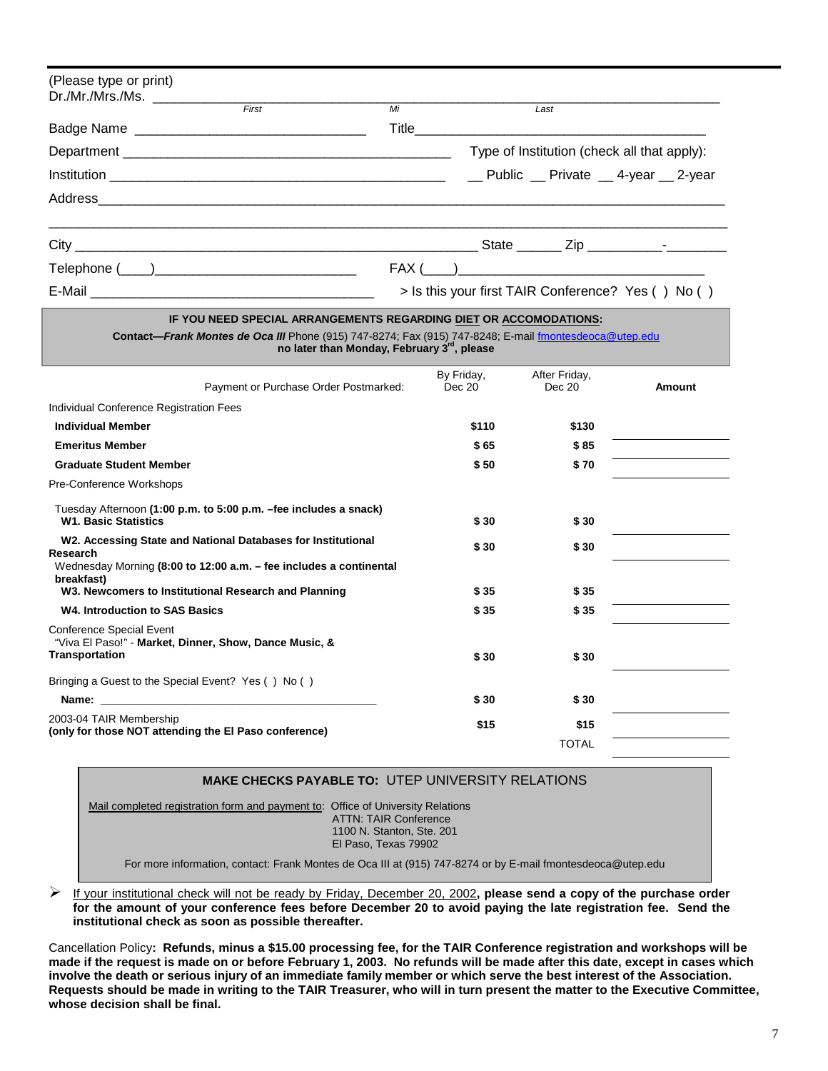(Please type or print)

Dr./Mr./Mrs./Ms. ________________________________________________________________

First Mi Last

Badge Name ______________________________ Title______________________________________

Department ____________________________________________ Type of Institution (check all that apply):

Institution ____________________________________________ __ Public __ Private __ 4-year __ 2-year

Address_________________________________________________________________________________

_______________________________________________________________________________________

City ____________________________________________________ State ______ Zip __________-________

Telephone (____)__________________________ FAX (____)________________________________

E-Mail _____________________________________ > Is this your first TAIR Conference? Yes ( ) No ( )

**IF YOU NEED SPECIAL ARRANGEMENTS REGARDING <u>DIET</u> OR <u>ACCOMODATIONS</u>:**

**Contact—*Frank Montes de Oca III*** Phone (915) 747-8274; Fax (915) 747-8248; E-mail fmontesdeoca@utep.edu **no later than Monday, February 3rd, please**

| Payment or Purchase Order Postmarked: | By Friday, Dec 20 | After Friday, Dec 20 | Amount |
|---|---|---|---|
| Individual Conference Registration Fees | | | |
| **Individual Member** | **$110** | **$130** | ________ |
| **Emeritus Member** | **$ 65** | **$ 85** | ________ |
| **Graduate Student Member** | **$ 50** | **$ 70** | ________ |
| Pre-Conference Workshops | | | |
| Tuesday Afternoon **(1:00 p.m. to 5:00 p.m. –fee includes a snack)** **W1. Basic Statistics** | **$ 30** | **$ 30** | ________ |
| **W2. Accessing State and National Databases for Institutional Research** | **$ 30** | **$ 30** | ________ |
| Wednesday Morning **(8:00 to 12:00 a.m. – fee includes a continental breakfast)** **W3. Newcomers to Institutional Research and Planning** | **$ 35** | **$ 35** | ________ |
| **W4. Introduction to SAS Basics** | **$ 35** | **$ 35** | ________ |
| Conference Special Event "Viva El Paso!" - **Market, Dinner, Show, Dance Music, & Transportation** | **$ 30** | **$ 30** | ________ |
| Bringing a Guest to the Special Event? Yes ( ) No ( ) | | | |
| **Name:** ______________________________ | **$ 30** | **$ 30** | ________ |
| 2003-04 TAIR Membership **(only for those NOT attending the El Paso conference)** | **$15** | **$15** | ________ |
| | | TOTAL | ________ |

**MAKE CHECKS PAYABLE TO:** UTEP UNIVERSITY RELATIONS

<u>Mail completed registration form and payment to</u>: Office of University Relations
ATTN: TAIR Conference
1100 N. Stanton, Ste. 201
El Paso, Texas 79902

For more information, contact: Frank Montes de Oca III at (915) 747-8274 or by E-mail fmontesdeoca@utep.edu

- <u>If your institutional check will not be ready by Friday, December 20, 2002</u>**, please send a copy of the purchase order for the amount of your conference fees before December 20 to avoid paying the late registration fee. Send the institutional check as soon as possible thereafter.**

Cancellation Policy**: Refunds, minus a $15.00 processing fee, for the TAIR Conference registration and workshops will be made if the request is made on or before February 1, 2003. No refunds will be made after this date, except in cases which involve the death or serious injury of an immediate family member or which serve the best interest of the Association. Requests should be made in writing to the TAIR Treasurer, who will in turn present the matter to the Executive Committee, whose decision shall be final.**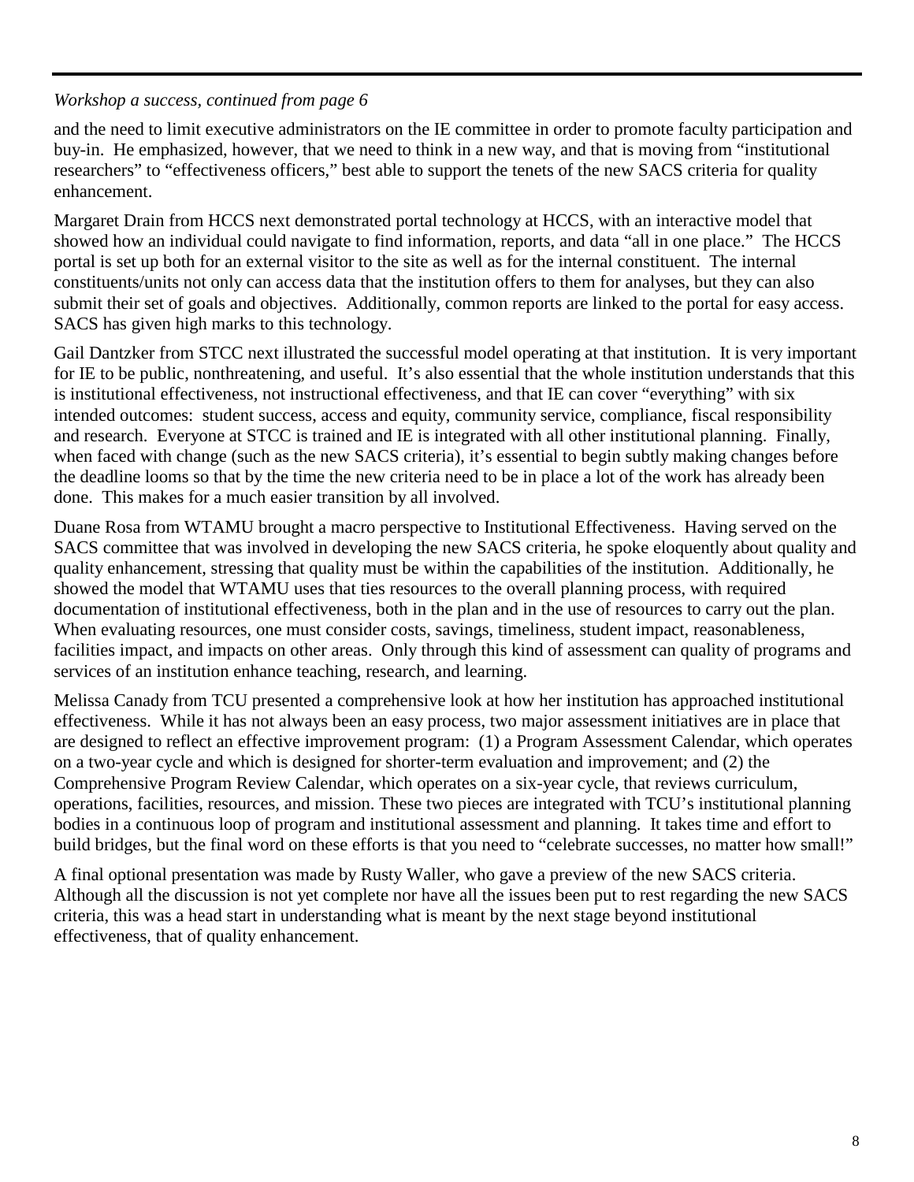*Workshop a success, continued from page 6*

and the need to limit executive administrators on the IE committee in order to promote faculty participation and buy-in. He emphasized, however, that we need to think in a new way, and that is moving from "institutional researchers" to "effectiveness officers," best able to support the tenets of the new SACS criteria for quality enhancement.

Margaret Drain from HCCS next demonstrated portal technology at HCCS, with an interactive model that showed how an individual could navigate to find information, reports, and data "all in one place." The HCCS portal is set up both for an external visitor to the site as well as for the internal constituent. The internal constituents/units not only can access data that the institution offers to them for analyses, but they can also submit their set of goals and objectives. Additionally, common reports are linked to the portal for easy access. SACS has given high marks to this technology.

Gail Dantzker from STCC next illustrated the successful model operating at that institution. It is very important for IE to be public, nonthreatening, and useful. It's also essential that the whole institution understands that this is institutional effectiveness, not instructional effectiveness, and that IE can cover "everything" with six intended outcomes: student success, access and equity, community service, compliance, fiscal responsibility and research. Everyone at STCC is trained and IE is integrated with all other institutional planning. Finally, when faced with change (such as the new SACS criteria), it's essential to begin subtly making changes before the deadline looms so that by the time the new criteria need to be in place a lot of the work has already been done. This makes for a much easier transition by all involved.

Duane Rosa from WTAMU brought a macro perspective to Institutional Effectiveness. Having served on the SACS committee that was involved in developing the new SACS criteria, he spoke eloquently about quality and quality enhancement, stressing that quality must be within the capabilities of the institution. Additionally, he showed the model that WTAMU uses that ties resources to the overall planning process, with required documentation of institutional effectiveness, both in the plan and in the use of resources to carry out the plan. When evaluating resources, one must consider costs, savings, timeliness, student impact, reasonableness, facilities impact, and impacts on other areas. Only through this kind of assessment can quality of programs and services of an institution enhance teaching, research, and learning.

Melissa Canady from TCU presented a comprehensive look at how her institution has approached institutional effectiveness. While it has not always been an easy process, two major assessment initiatives are in place that are designed to reflect an effective improvement program: (1) a Program Assessment Calendar, which operates on a two-year cycle and which is designed for shorter-term evaluation and improvement; and (2) the Comprehensive Program Review Calendar, which operates on a six-year cycle, that reviews curriculum, operations, facilities, resources, and mission. These two pieces are integrated with TCU's institutional planning bodies in a continuous loop of program and institutional assessment and planning. It takes time and effort to build bridges, but the final word on these efforts is that you need to "celebrate successes, no matter how small!"

A final optional presentation was made by Rusty Waller, who gave a preview of the new SACS criteria. Although all the discussion is not yet complete nor have all the issues been put to rest regarding the new SACS criteria, this was a head start in understanding what is meant by the next stage beyond institutional effectiveness, that of quality enhancement.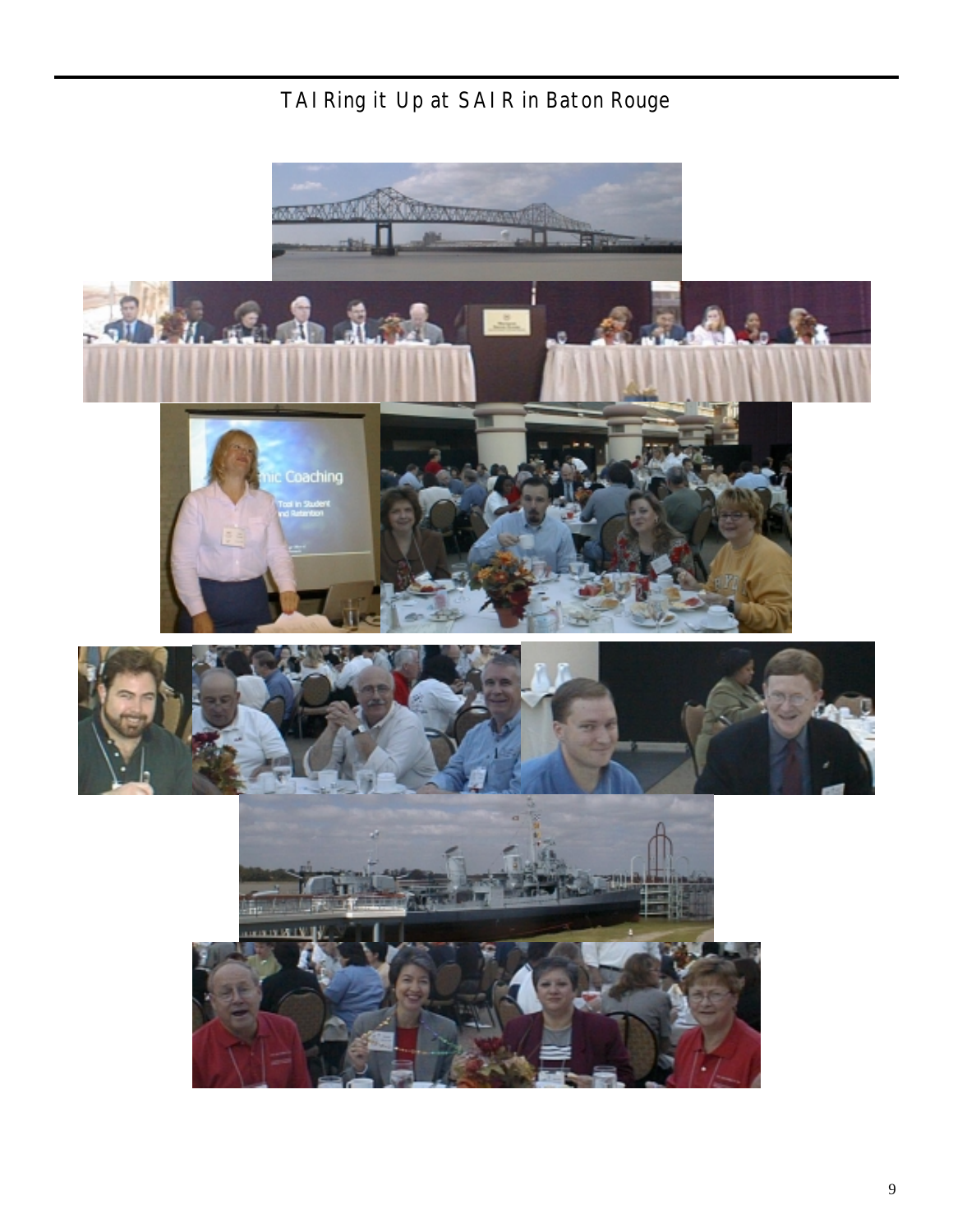## TAIRing it Up at SAIR in Baton Rouge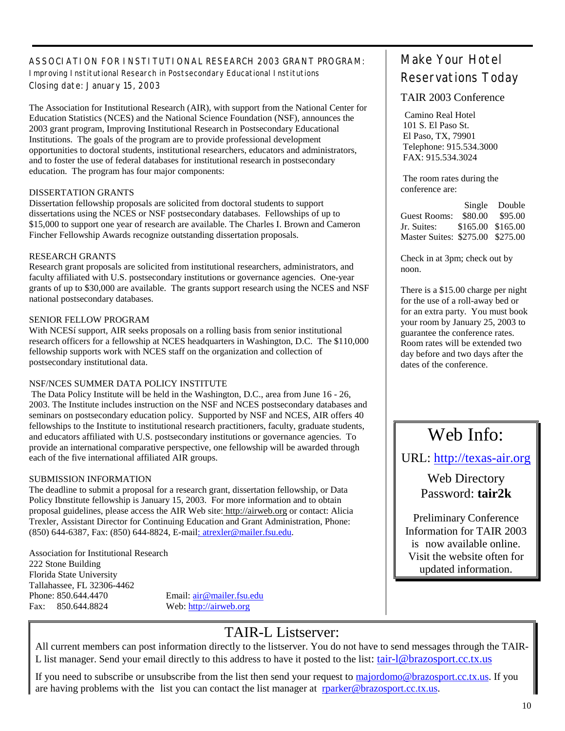## ASSOCIATION FOR INSTITUTIONAL RESEARCH 2003 GRANT PROGRAM:

### Improving Institutional Research in Postsecondary Educational Institutions

Closing date: January 15, 2003

The Association for Institutional Research (AIR), with support from the National Center for Education Statistics (NCES) and the National Science Foundation (NSF), announces the 2003 grant program, Improving Institutional Research in Postsecondary Educational Institutions. The goals of the program are to provide professional development opportunities to doctoral students, institutional researchers, educators and administrators, and to foster the use of federal databases for institutional research in postsecondary education. The program has four major components:

DISSERTATION GRANTS
Dissertation fellowship proposals are solicited from doctoral students to support dissertations using the NCES or NSF postsecondary databases. Fellowships of up to $15,000 to support one year of research are available. The Charles I. Brown and Cameron Fincher Fellowship Awards recognize outstanding dissertation proposals.

RESEARCH GRANTS
Research grant proposals are solicited from institutional researchers, administrators, and faculty affiliated with U.S. postsecondary institutions or governance agencies. One-year grants of up to $30,000 are available. The grants support research using the NCES and NSF national postsecondary databases.

SENIOR FELLOW PROGRAM
With NCESí support, AIR seeks proposals on a rolling basis from senior institutional research officers for a fellowship at NCES headquarters in Washington, D.C. The $110,000 fellowship supports work with NCES staff on the organization and collection of postsecondary institutional data.

NSF/NCES SUMMER DATA POLICY INSTITUTE
The Data Policy Institute will be held in the Washington, D.C., area from June 16 - 26, 2003. The Institute includes instruction on the NSF and NCES postsecondary databases and seminars on postsecondary education policy. Supported by NSF and NCES, AIR offers 40 fellowships to the Institute to institutional research practitioners, faculty, graduate students, and educators affiliated with U.S. postsecondary institutions or governance agencies. To provide an international comparative perspective, one fellowship will be awarded through each of the five international affiliated AIR groups.

SUBMISSION INFORMATION
The deadline to submit a proposal for a research grant, dissertation fellowship, or Data Policy Ibnstitute fellowship is January 15, 2003. For more information and to obtain proposal guidelines, please access the AIR Web site: http://airweb.org or contact: Alicia Trexler, Assistant Director for Continuing Education and Grant Administration, Phone: (850) 644-6387, Fax: (850) 644-8824, E-mail: atrexler@mailer.fsu.edu.

Association for Institutional Research
222 Stone Building
Florida State University
Tallahassee, FL 32306-4462
Phone: 850.644.4470 Email: air@mailer.fsu.edu
Fax: 850.644.8824 Web: http://airweb.org

## Make Your Hotel Reservations Today

TAIR 2003 Conference

Camino Real Hotel
101 S. El Paso St.
El Paso, TX, 79901
Telephone: 915.534.3000
FAX: 915.534.3024

The room rates during the conference are:

| | Single | Double |
|---|---|---|
| Guest Rooms: | $80.00 | $95.00 |
| Jr. Suites: | $165.00 | $165.00 |
| Master Suites: | $275.00 | $275.00 |

Check in at 3pm; check out by noon.

There is a $15.00 charge per night for the use of a roll-away bed or for an extra party. You must book your room by January 25, 2003 to guarantee the conference rates. Room rates will be extended two day before and two days after the dates of the conference.

## Web Info:

URL: http://texas-air.org

Web Directory Password: **tair2k**

Preliminary Conference Information for TAIR 2003 is now available online. Visit the website often for updated information.

## TAIR-L Listserver:

All current members can post information directly to the listserver. You do not have to send messages through the TAIR-L list manager. Send your email directly to this address to have it posted to the list: tair-l@brazosport.cc.tx.us

If you need to subscribe or unsubscribe from the list then send your request to majordomo@brazosport.cc.tx.us. If you are having problems with the list you can contact the list manager at rparker@brazosport.cc.tx.us.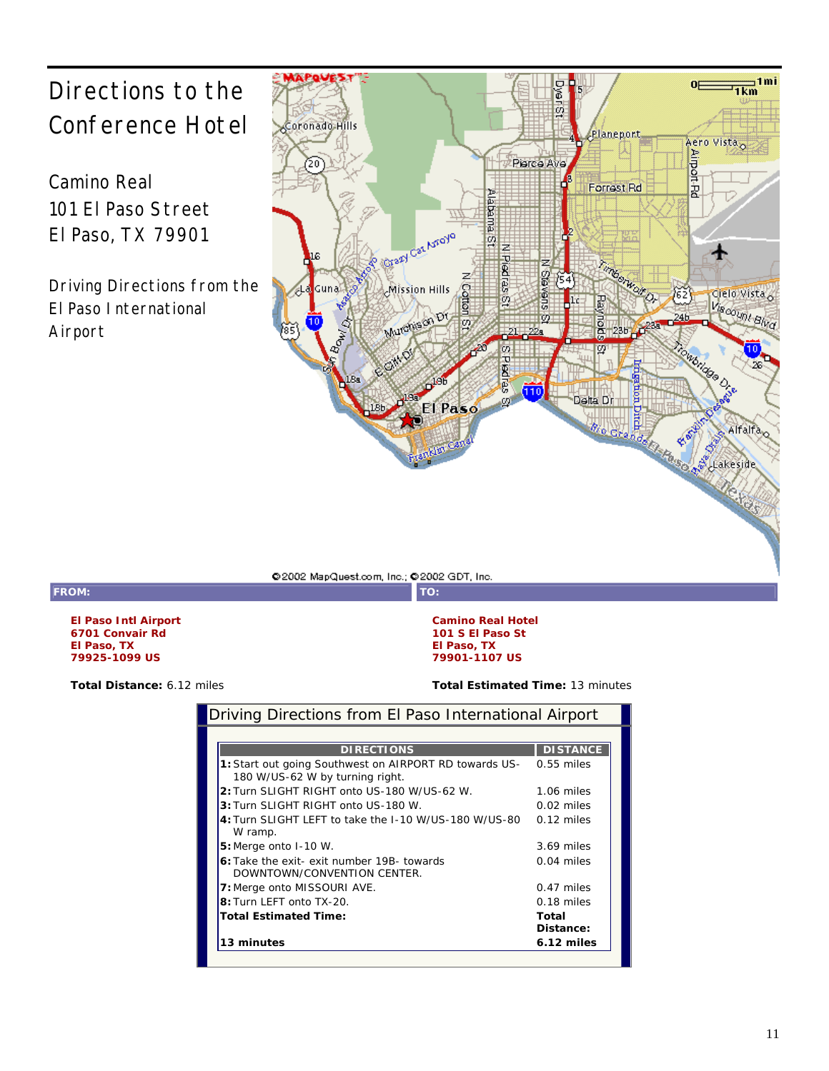# Directions to the Conference Hotel

Camino Real
101 El Paso Street
El Paso, TX 79901

Driving Directions from the El Paso International Airport

©2002 MapQuest.com, Inc.; ©2002 GDT, Inc.

| FROM: | TO: |
|---|---|
| **El Paso Intl Airport**<br>**6701 Convair Rd**<br>**El Paso, TX**<br>**79925-1099 US** | **Camino Real Hotel**<br>**101 S El Paso St**<br>**El Paso, TX**<br>**79901-1107 US** |

**Total Distance:** 6.12 miles

**Total Estimated Time:** 13 minutes

## Driving Directions from El Paso International Airport

| DIRECTIONS | DISTANCE |
|---|---|
| **1:** Start out going Southwest on AIRPORT RD towards US-180 W/US-62 W by turning right. | 0.55 miles |
| **2:** Turn SLIGHT RIGHT onto US-180 W/US-62 W. | 1.06 miles |
| **3:** Turn SLIGHT RIGHT onto US-180 W. | 0.02 miles |
| **4:** Turn SLIGHT LEFT to take the I-10 W/US-180 W/US-80 W ramp. | 0.12 miles |
| **5:** Merge onto I-10 W. | 3.69 miles |
| **6:** Take the exit- exit number 19B- towards DOWNTOWN/CONVENTION CENTER. | 0.04 miles |
| **7:** Merge onto MISSOURI AVE. | 0.47 miles |
| **8:** Turn LEFT onto TX-20. | 0.18 miles |
| **Total Estimated Time:**<br>**13 minutes** | **Total Distance:**<br>**6.12 miles** |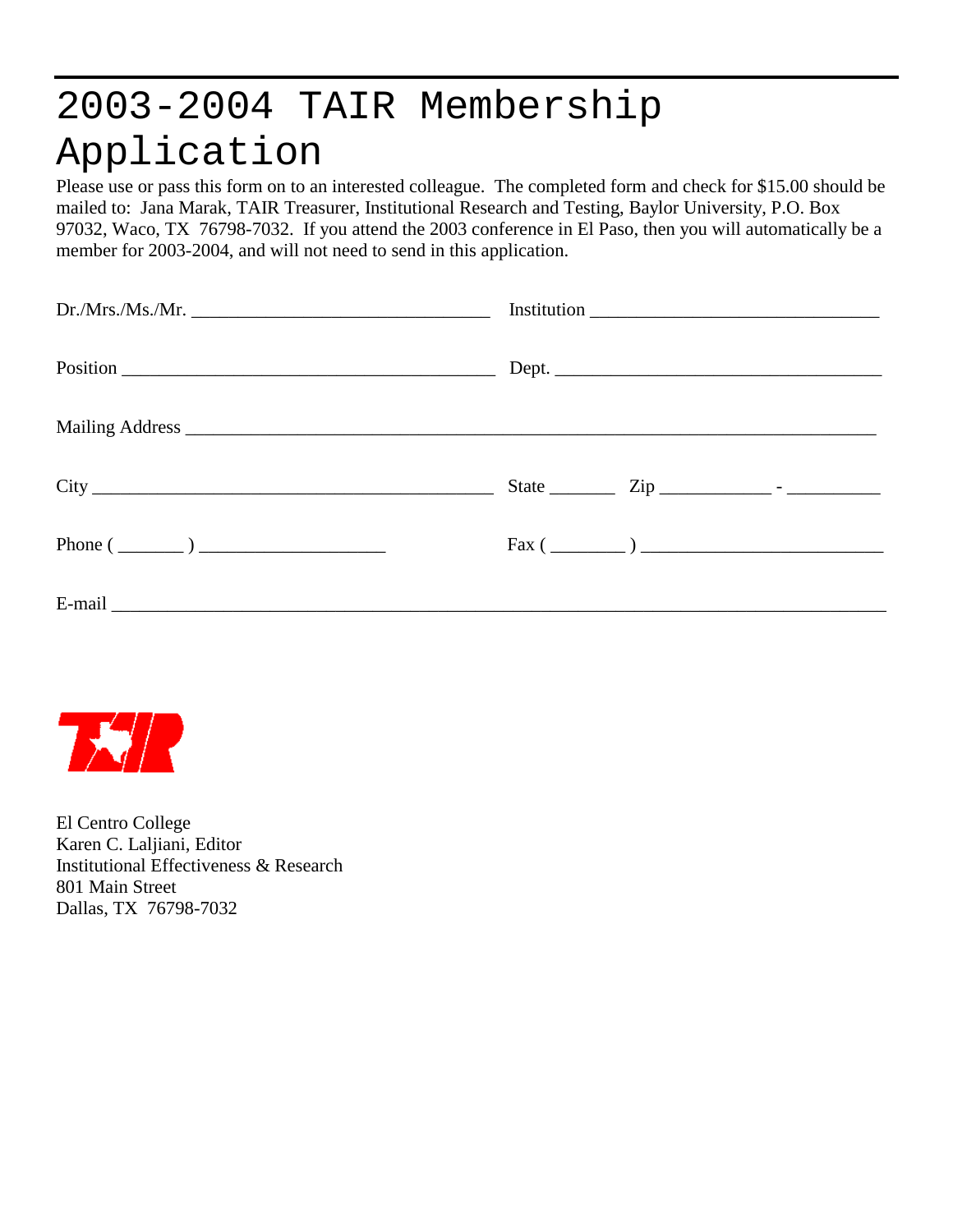# 2003-2004 TAIR Membership Application

Please use or pass this form on to an interested colleague. The completed form and check for $15.00 should be mailed to: Jana Marak, TAIR Treasurer, Institutional Research and Testing, Baylor University, P.O. Box 97032, Waco, TX 76798-7032. If you attend the 2003 conference in El Paso, then you will automatically be a member for 2003-2004, and will not need to send in this application.

Dr./Mrs./Ms./Mr. ________________________________ Institution ________________________________

Position ________________________________________ Dept. __________________________________

Mailing Address ____________________________________________________________________________

City ____________________________________________ State _______ Zip ___________ - __________

Phone ( _______ ) ____________________ Fax ( ________ ) _________________________

E-mail ______________________________________________________________________________________

El Centro College
Karen C. Laljiani, Editor
Institutional Effectiveness & Research
801 Main Street
Dallas, TX 76798-7032